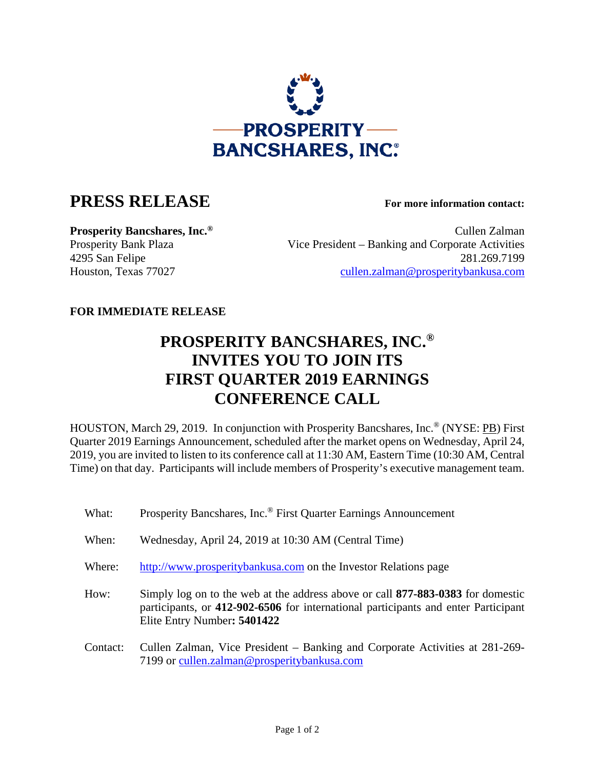PROSPERITY BANCSHARES, INC.®

# PRESS RELEASE

**For more information contact:**

**Prosperity Bancshares, Inc.®**
Prosperity Bank Plaza
4295 San Felipe
Houston, Texas 77027

Cullen Zalman
Vice President – Banking and Corporate Activities
281.269.7199
cullen.zalman@prosperitybankusa.com

**FOR IMMEDIATE RELEASE**

## PROSPERITY BANCSHARES, INC.® INVITES YOU TO JOIN ITS FIRST QUARTER 2019 EARNINGS CONFERENCE CALL

HOUSTON, March 29, 2019. In conjunction with Prosperity Bancshares, Inc.® (NYSE: PB) First Quarter 2019 Earnings Announcement, scheduled after the market opens on Wednesday, April 24, 2019, you are invited to listen to its conference call at 11:30 AM, Eastern Time (10:30 AM, Central Time) on that day. Participants will include members of Prosperity's executive management team.

What: Prosperity Bancshares, Inc.® First Quarter Earnings Announcement

When: Wednesday, April 24, 2019 at 10:30 AM (Central Time)

Where: http://www.prosperitybankusa.com on the Investor Relations page

How: Simply log on to the web at the address above or call **877-883-0383** for domestic participants, or **412-902-6506** for international participants and enter Participant Elite Entry Number**: 5401422**

Contact: Cullen Zalman, Vice President – Banking and Corporate Activities at 281-269-7199 or cullen.zalman@prosperitybankusa.com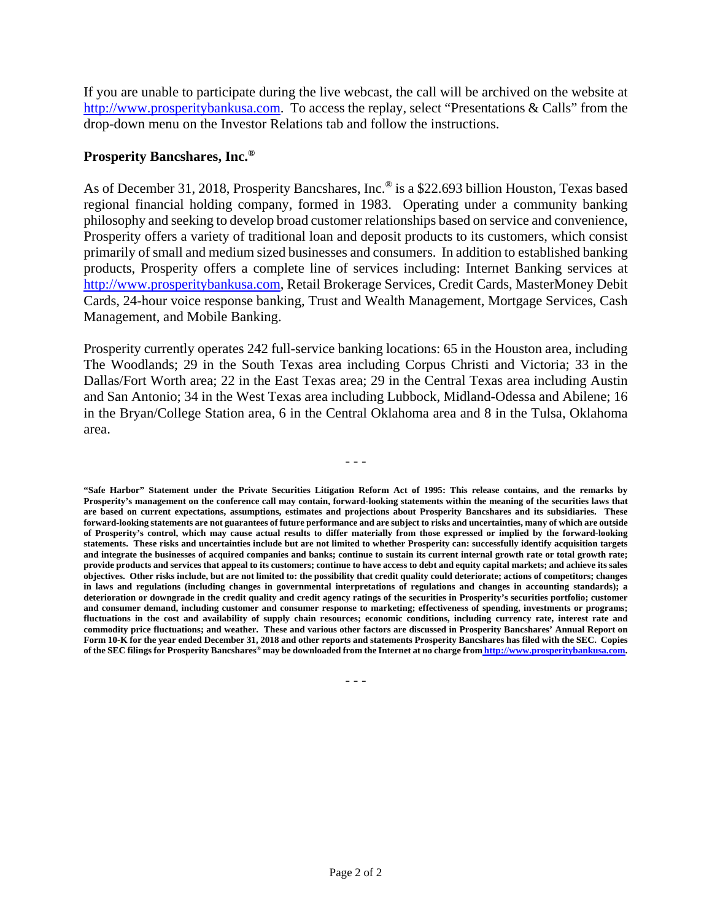If you are unable to participate during the live webcast, the call will be archived on the website at http://www.prosperitybankusa.com. To access the replay, select "Presentations & Calls" from the drop-down menu on the Investor Relations tab and follow the instructions.

**Prosperity Bancshares, Inc.®**

As of December 31, 2018, Prosperity Bancshares, Inc.® is a $22.693 billion Houston, Texas based regional financial holding company, formed in 1983. Operating under a community banking philosophy and seeking to develop broad customer relationships based on service and convenience, Prosperity offers a variety of traditional loan and deposit products to its customers, which consist primarily of small and medium sized businesses and consumers. In addition to established banking products, Prosperity offers a complete line of services including: Internet Banking services at http://www.prosperitybankusa.com, Retail Brokerage Services, Credit Cards, MasterMoney Debit Cards, 24-hour voice response banking, Trust and Wealth Management, Mortgage Services, Cash Management, and Mobile Banking.

Prosperity currently operates 242 full-service banking locations: 65 in the Houston area, including The Woodlands; 29 in the South Texas area including Corpus Christi and Victoria; 33 in the Dallas/Fort Worth area; 22 in the East Texas area; 29 in the Central Texas area including Austin and San Antonio; 34 in the West Texas area including Lubbock, Midland-Odessa and Abilene; 16 in the Bryan/College Station area, 6 in the Central Oklahoma area and 8 in the Tulsa, Oklahoma area.

- - -

**"Safe Harbor" Statement under the Private Securities Litigation Reform Act of 1995: This release contains, and the remarks by Prosperity's management on the conference call may contain, forward-looking statements within the meaning of the securities laws that are based on current expectations, assumptions, estimates and projections about Prosperity Bancshares and its subsidiaries. These forward-looking statements are not guarantees of future performance and are subject to risks and uncertainties, many of which are outside of Prosperity's control, which may cause actual results to differ materially from those expressed or implied by the forward-looking statements. These risks and uncertainties include but are not limited to whether Prosperity can: successfully identify acquisition targets and integrate the businesses of acquired companies and banks; continue to sustain its current internal growth rate or total growth rate; provide products and services that appeal to its customers; continue to have access to debt and equity capital markets; and achieve its sales objectives. Other risks include, but are not limited to: the possibility that credit quality could deteriorate; actions of competitors; changes in laws and regulations (including changes in governmental interpretations of regulations and changes in accounting standards); a deterioration or downgrade in the credit quality and credit agency ratings of the securities in Prosperity's securities portfolio; customer and consumer demand, including customer and consumer response to marketing; effectiveness of spending, investments or programs; fluctuations in the cost and availability of supply chain resources; economic conditions, including currency rate, interest rate and commodity price fluctuations; and weather. These and various other factors are discussed in Prosperity Bancshares' Annual Report on Form 10-K for the year ended December 31, 2018 and other reports and statements Prosperity Bancshares has filed with the SEC. Copies of the SEC filings for Prosperity Bancshares® may be downloaded from the Internet at no charge from http://www.prosperitybankusa.com.**

- - -